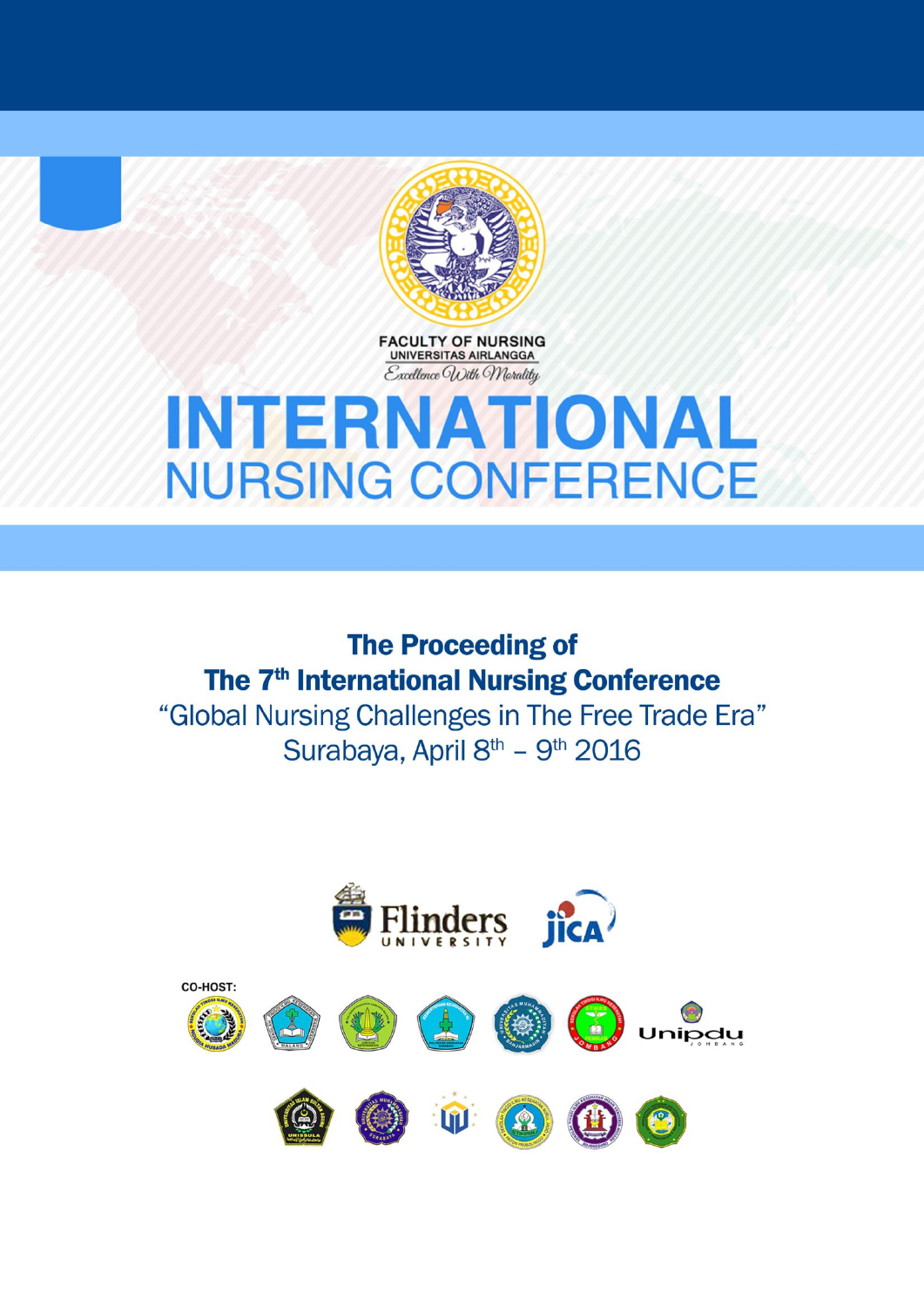FACULTY OF NURSING
UNIVERSITAS AIRLANGGA
*Excellence With Morality*

# INTERNATIONAL NURSING CONFERENCE

## The Proceeding of The 7th International Nursing Conference

"Global Nursing Challenges in The Free Trade Era"

Surabaya, April 8th – 9th 2016

Flinders UNIVERSITY

JICA

CO-HOST:

Unipdu JOMBANG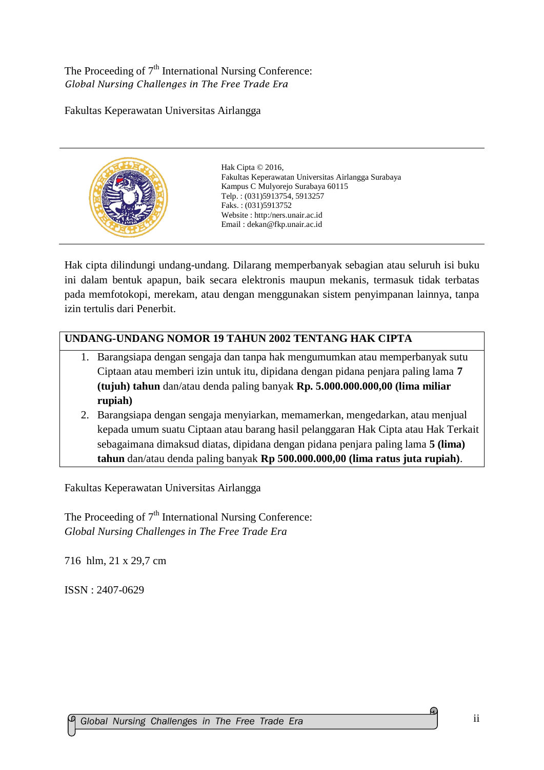The Proceeding of 7th International Nursing Conference:
*Global Nursing Challenges in The Free Trade Era*

Fakultas Keperawatan Universitas Airlangga

---

Hak Cipta © 2016,
Fakultas Keperawatan Universitas Airlangga Surabaya
Kampus C Mulyorejo Surabaya 60115
Telp. : (031)5913754, 5913257
Faks. : (031)5913752
Website : http:/ners.unair.ac.id
Email : dekan@fkp.unair.ac.id

---

Hak cipta dilindungi undang-undang. Dilarang memperbanyak sebagian atau seluruh isi buku ini dalam bentuk apapun, baik secara elektronis maupun mekanis, termasuk tidak terbatas pada memfotokopi, merekam, atau dengan menggunakan sistem penyimpanan lainnya, tanpa izin tertulis dari Penerbit.

**UNDANG-UNDANG NOMOR 19 TAHUN 2002 TENTANG HAK CIPTA**

1. Barangsiapa dengan sengaja dan tanpa hak mengumumkan atau memperbanyak sutu Ciptaan atau memberi izin untuk itu, dipidana dengan pidana penjara paling lama **7 (tujuh) tahun** dan/atau denda paling banyak **Rp. 5.000.000.000,00 (lima miliar rupiah)**
2. Barangsiapa dengan sengaja menyiarkan, memamerkan, mengedarkan, atau menjual kepada umum suatu Ciptaan atau barang hasil pelanggaran Hak Cipta atau Hak Terkait sebagaimana dimaksud diatas, dipidana dengan pidana penjara paling lama **5 (lima) tahun** dan/atau denda paling banyak **Rp 500.000.000,00 (lima ratus juta rupiah)**.

Fakultas Keperawatan Universitas Airlangga

The Proceeding of 7th International Nursing Conference:
*Global Nursing Challenges in The Free Trade Era*

716 hlm, 21 x 29,7 cm

ISSN : 2407-0629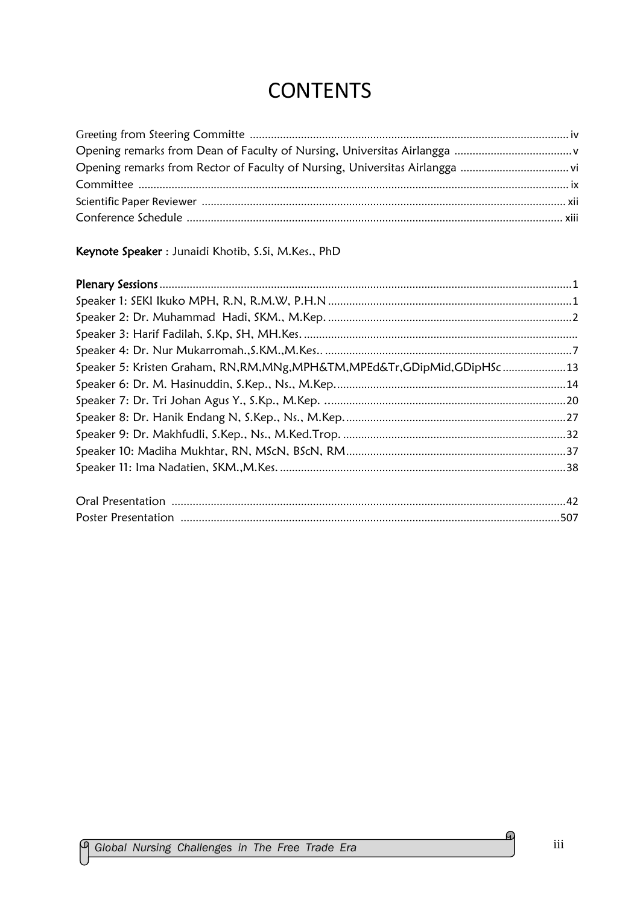# CONTENTS

Greeting from Steering Committe .......... iv
Opening remarks from Dean of Faculty of Nursing, Universitas Airlangga .......... v
Opening remarks from Rector of Faculty of Nursing, Universitas Airlangga .......... vi
Committee .......... ix
Scientific Paper Reviewer .......... xii
Conference Schedule .......... xiii

**Keynote Speaker** : Junaidi Khotib, S.Si, M.Kes., PhD

**Plenary Sessions** .......... 1
Speaker 1: SEKI Ikuko MPH, R.N, R.M.W, P.H.N .......... 1
Speaker 2: Dr. Muhammad Hadi, SKM., M.Kep. .......... 2
Speaker 3: Harif Fadilah, S.Kp, SH, MH.Kes. ..........
Speaker 4: Dr. Nur Mukarromah.,S.KM.,M.Kes.. .......... 7
Speaker 5: Kristen Graham, RN,RM,MNg,MPH&TM,MPEd&Tr,GDipMid,GDipHSc .......... 13
Speaker 6: Dr. M. Hasinuddin, S.Kep., Ns., M.Kep. .......... 14
Speaker 7: Dr. Tri Johan Agus Y., S.Kp., M.Kep. .......... 20
Speaker 8: Dr. Hanik Endang N, S.Kep., Ns., M.Kep. .......... 27
Speaker 9: Dr. Makhfudli, S.Kep., Ns., M.Ked.Trop. .......... 32
Speaker 10: Madiha Mukhtar, RN, MScN, BScN, RM .......... 37
Speaker 11: Ima Nadatien, SKM.,M.Kes. .......... 38

Oral Presentation .......... 42
Poster Presentation .......... 507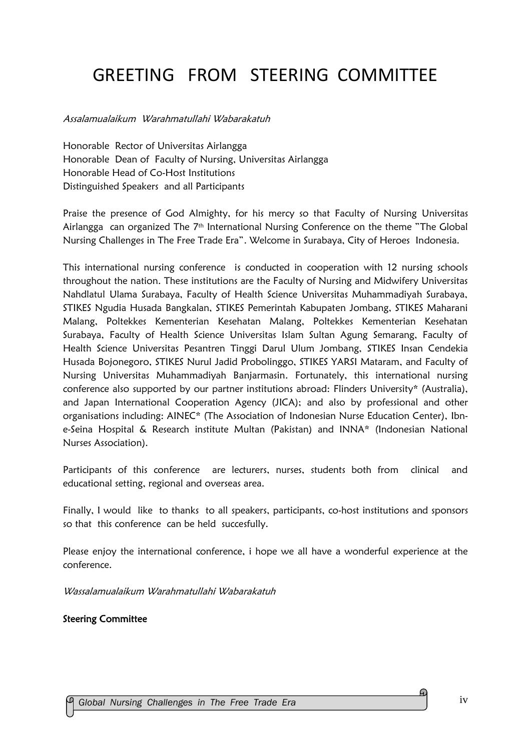# GREETING FROM STEERING COMMITTEE

*Assalamualaikum Warahmatullahi Wabarakatuh*

Honorable Rector of Universitas Airlangga
Honorable Dean of Faculty of Nursing, Universitas Airlangga
Honorable Head of Co-Host Institutions
Distinguished Speakers and all Participants

Praise the presence of God Almighty, for his mercy so that Faculty of Nursing Universitas Airlangga can organized The 7th International Nursing Conference on the theme "The Global Nursing Challenges in The Free Trade Era". Welcome in Surabaya, City of Heroes Indonesia.

This international nursing conference is conducted in cooperation with 12 nursing schools throughout the nation. These institutions are the Faculty of Nursing and Midwifery Universitas Nahdlatul Ulama Surabaya, Faculty of Health Science Universitas Muhammadiyah Surabaya, STIKES Ngudia Husada Bangkalan, STIKES Pemerintah Kabupaten Jombang, STIKES Maharani Malang, Poltekkes Kementerian Kesehatan Malang, Poltekkes Kementerian Kesehatan Surabaya, Faculty of Health Science Universitas Islam Sultan Agung Semarang, Faculty of Health Science Universitas Pesantren Tinggi Darul Ulum Jombang, STIKES Insan Cendekia Husada Bojonegoro, STIKES Nurul Jadid Probolinggo, STIKES YARSI Mataram, and Faculty of Nursing Universitas Muhammadiyah Banjarmasin. Fortunately, this international nursing conference also supported by our partner institutions abroad: Flinders University* (Australia), and Japan International Cooperation Agency (JICA); and also by professional and other organisations including: AINEC* (The Association of Indonesian Nurse Education Center), Ibn-e-Seina Hospital & Research institute Multan (Pakistan) and INNA* (Indonesian National Nurses Association).

Participants of this conference are lecturers, nurses, students both from clinical and educational setting, regional and overseas area.

Finally, I would like to thanks to all speakers, participants, co-host institutions and sponsors so that this conference can be held succesfully.

Please enjoy the international conference, i hope we all have a wonderful experience at the conference.

*Wassalamualaikum Warahmatullahi Wabarakatuh*

**Steering Committee**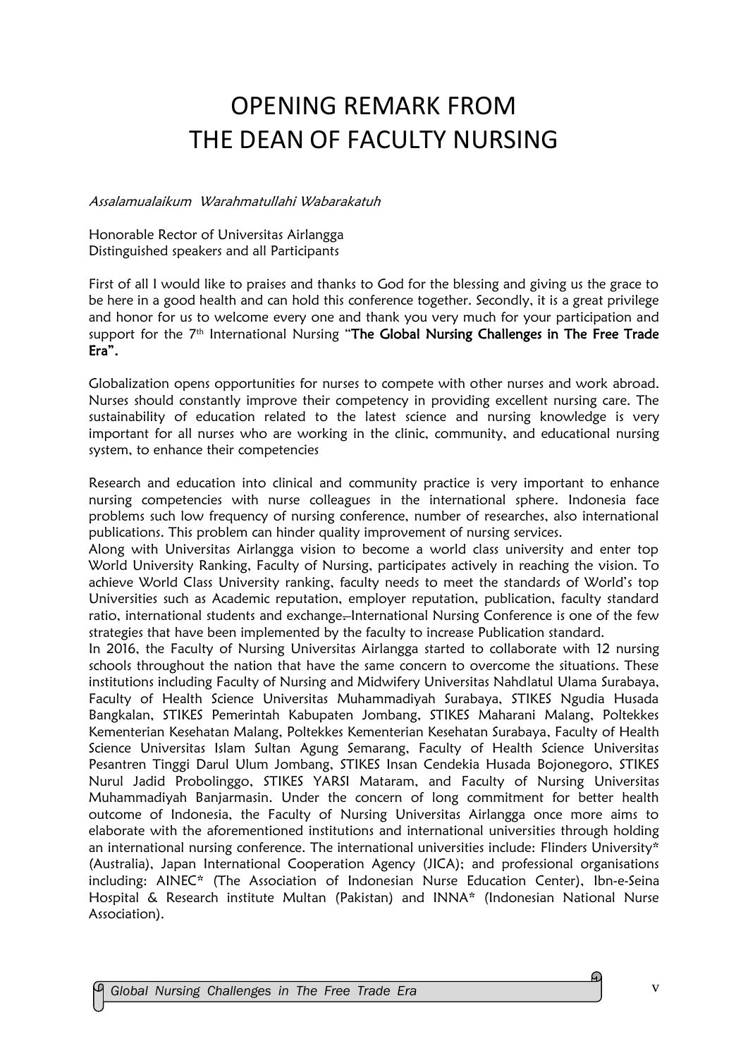# OPENING REMARK FROM THE DEAN OF FACULTY NURSING

*Assalamualaikum Warahmatullahi Wabarakatuh*

Honorable Rector of Universitas Airlangga
Distinguished speakers and all Participants

First of all I would like to praises and thanks to God for the blessing and giving us the grace to be here in a good health and can hold this conference together. Secondly, it is a great privilege and honor for us to welcome every one and thank you very much for your participation and support for the 7th International Nursing "**The Global Nursing Challenges in The Free Trade Era**".

Globalization opens opportunities for nurses to compete with other nurses and work abroad. Nurses should constantly improve their competency in providing excellent nursing care. The sustainability of education related to the latest science and nursing knowledge is very important for all nurses who are working in the clinic, community, and educational nursing system, to enhance their competencies

Research and education into clinical and community practice is very important to enhance nursing competencies with nurse colleagues in the international sphere. Indonesia face problems such low frequency of nursing conference, number of researches, also international publications. This problem can hinder quality improvement of nursing services.

Along with Universitas Airlangga vision to become a world class university and enter top World University Ranking, Faculty of Nursing, participates actively in reaching the vision. To achieve World Class University ranking, faculty needs to meet the standards of World's top Universities such as Academic reputation, employer reputation, publication, faculty standard ratio, international students and exchange. International Nursing Conference is one of the few strategies that have been implemented by the faculty to increase Publication standard.

In 2016, the Faculty of Nursing Universitas Airlangga started to collaborate with 12 nursing schools throughout the nation that have the same concern to overcome the situations. These institutions including Faculty of Nursing and Midwifery Universitas Nahdlatul Ulama Surabaya, Faculty of Health Science Universitas Muhammadiyah Surabaya, STIKES Ngudia Husada Bangkalan, STIKES Pemerintah Kabupaten Jombang, STIKES Maharani Malang, Poltekkes Kementerian Kesehatan Malang, Poltekkes Kementerian Kesehatan Surabaya, Faculty of Health Science Universitas Islam Sultan Agung Semarang, Faculty of Health Science Universitas Pesantren Tinggi Darul Ulum Jombang, STIKES Insan Cendekia Husada Bojonegoro, STIKES Nurul Jadid Probolinggo, STIKES YARSI Mataram, and Faculty of Nursing Universitas Muhammadiyah Banjarmasin. Under the concern of long commitment for better health outcome of Indonesia, the Faculty of Nursing Universitas Airlangga once more aims to elaborate with the aforementioned institutions and international universities through holding an international nursing conference. The international universities include: Flinders University* (Australia), Japan International Cooperation Agency (JICA); and professional organisations including: AINEC* (The Association of Indonesian Nurse Education Center), Ibn-e-Seina Hospital & Research institute Multan (Pakistan) and INNA* (Indonesian National Nurse Association).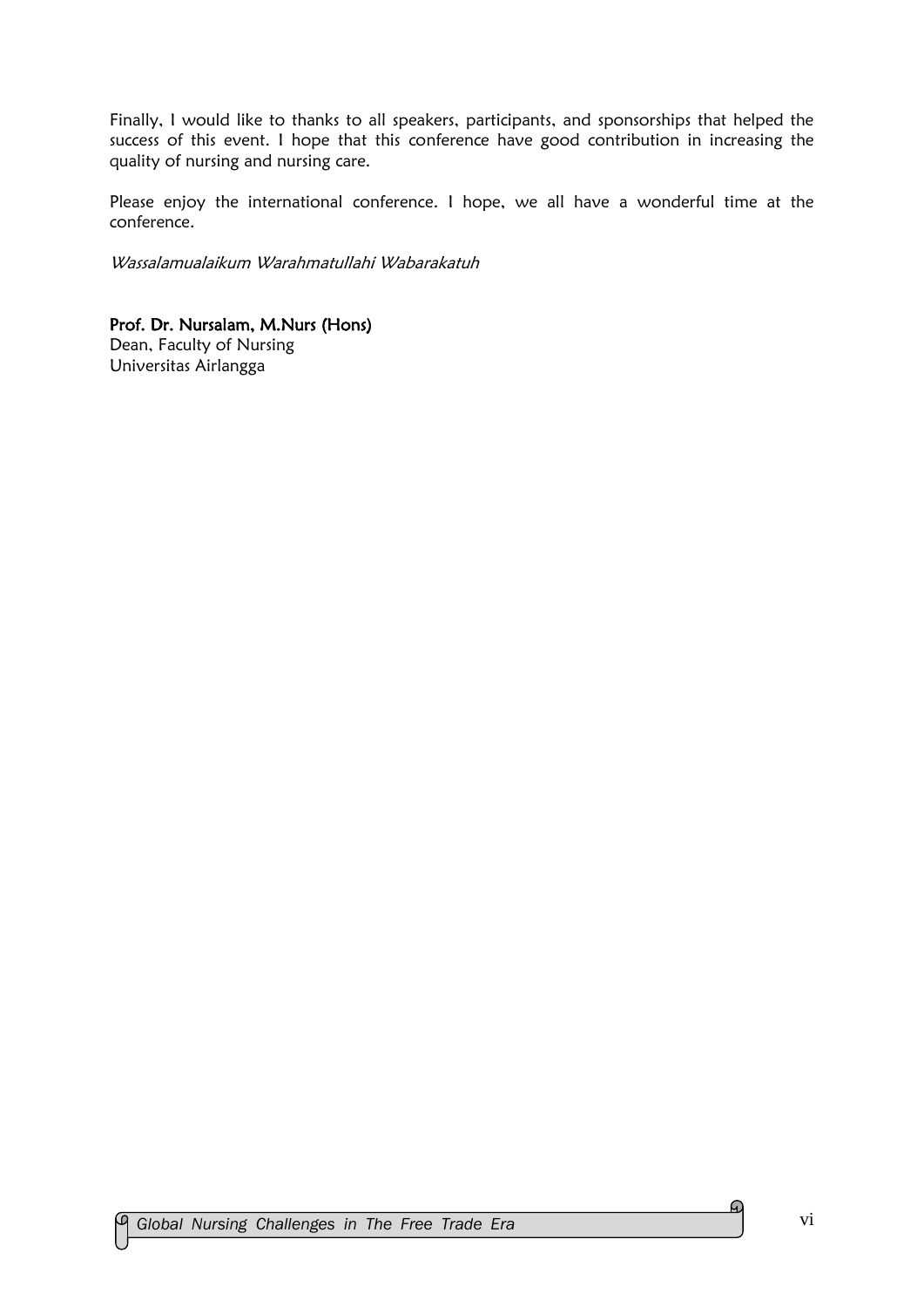Finally, I would like to thanks to all speakers, participants, and sponsorships that helped the success of this event. I hope that this conference have good contribution in increasing the quality of nursing and nursing care.

Please enjoy the international conference. I hope, we all have a wonderful time at the conference.

*Wassalamualaikum Warahmatullahi Wabarakatuh*

**Prof. Dr. Nursalam, M.Nurs (Hons)**
Dean, Faculty of Nursing
Universitas Airlangga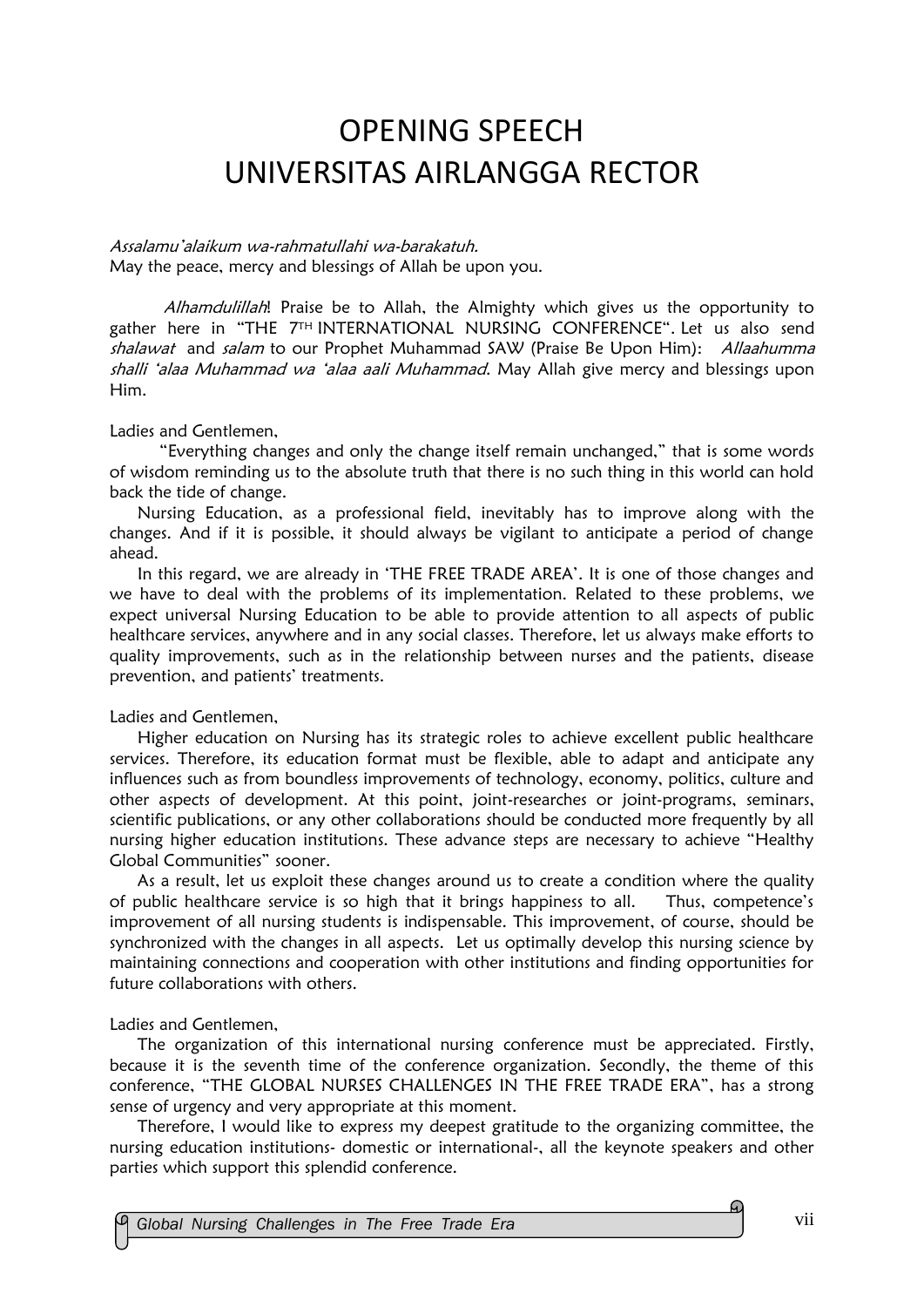# OPENING SPEECH UNIVERSITAS AIRLANGGA RECTOR

*Assalamu'alaikum wa-rahmatullahi wa-barakatuh.*
May the peace, mercy and blessings of Allah be upon you.

*Alhamdulillah*! Praise be to Allah, the Almighty which gives us the opportunity to gather here in "THE 7TH INTERNATIONAL NURSING CONFERENCE". Let us also send *shalawat* and *salam* to our Prophet Muhammad SAW (Praise Be Upon Him): *Allaahumma shalli 'alaa Muhammad wa 'alaa aali Muhammad*. May Allah give mercy and blessings upon Him.

Ladies and Gentlemen,

"Everything changes and only the change itself remain unchanged," that is some words of wisdom reminding us to the absolute truth that there is no such thing in this world can hold back the tide of change.

Nursing Education, as a professional field, inevitably has to improve along with the changes. And if it is possible, it should always be vigilant to anticipate a period of change ahead.

In this regard, we are already in 'THE FREE TRADE AREA'. It is one of those changes and we have to deal with the problems of its implementation. Related to these problems, we expect universal Nursing Education to be able to provide attention to all aspects of public healthcare services, anywhere and in any social classes. Therefore, let us always make efforts to quality improvements, such as in the relationship between nurses and the patients, disease prevention, and patients' treatments.

Ladies and Gentlemen,

Higher education on Nursing has its strategic roles to achieve excellent public healthcare services. Therefore, its education format must be flexible, able to adapt and anticipate any influences such as from boundless improvements of technology, economy, politics, culture and other aspects of development. At this point, joint-researches or joint-programs, seminars, scientific publications, or any other collaborations should be conducted more frequently by all nursing higher education institutions. These advance steps are necessary to achieve "Healthy Global Communities" sooner.

As a result, let us exploit these changes around us to create a condition where the quality of public healthcare service is so high that it brings happiness to all. Thus, competence's improvement of all nursing students is indispensable. This improvement, of course, should be synchronized with the changes in all aspects. Let us optimally develop this nursing science by maintaining connections and cooperation with other institutions and finding opportunities for future collaborations with others.

Ladies and Gentlemen,

The organization of this international nursing conference must be appreciated. Firstly, because it is the seventh time of the conference organization. Secondly, the theme of this conference, "THE GLOBAL NURSES CHALLENGES IN THE FREE TRADE ERA", has a strong sense of urgency and very appropriate at this moment.

Therefore, I would like to express my deepest gratitude to the organizing committee, the nursing education institutions- domestic or international-, all the keynote speakers and other parties which support this splendid conference.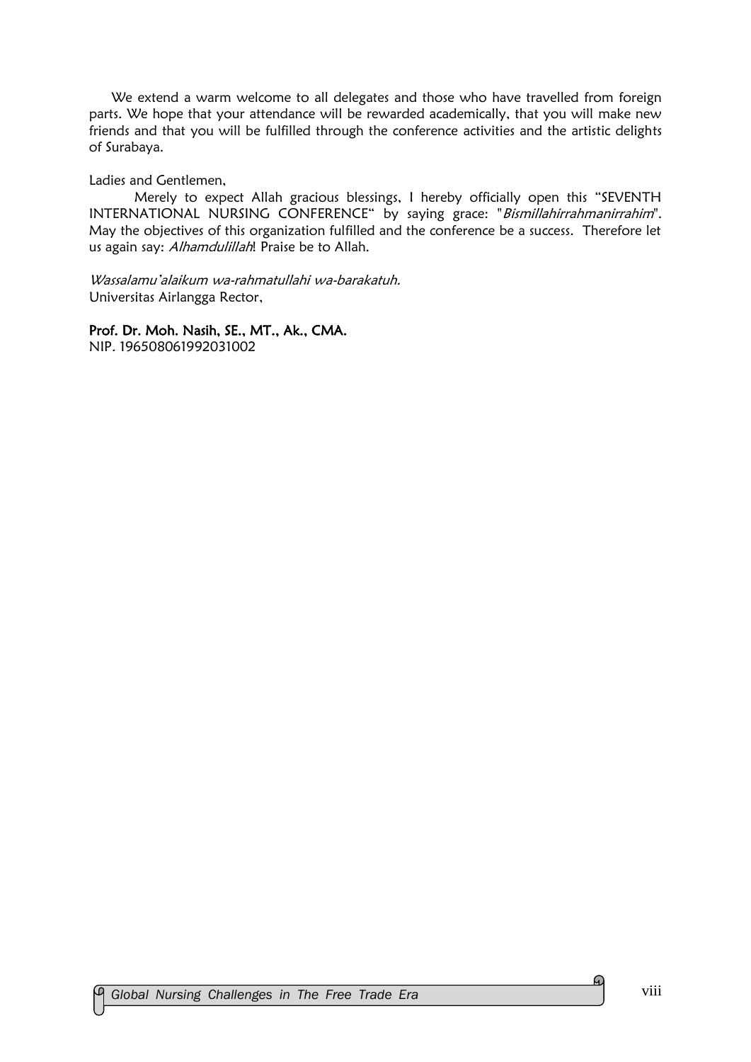We extend a warm welcome to all delegates and those who have travelled from foreign parts. We hope that your attendance will be rewarded academically, that you will make new friends and that you will be fulfilled through the conference activities and the artistic delights of Surabaya.

Ladies and Gentlemen,

Merely to expect Allah gracious blessings, I hereby officially open this "SEVENTH INTERNATIONAL NURSING CONFERENCE" by saying grace: "*Bismillahirrahmanirrahim*". May the objectives of this organization fulfilled and the conference be a success. Therefore let us again say: *Alhamdulillah*! Praise be to Allah.

*Wassalamu'alaikum wa-rahmatullahi wa-barakatuh.*
Universitas Airlangga Rector,

**Prof. Dr. Moh. Nasih, SE., MT., Ak., CMA.**
NIP. 196508061992031002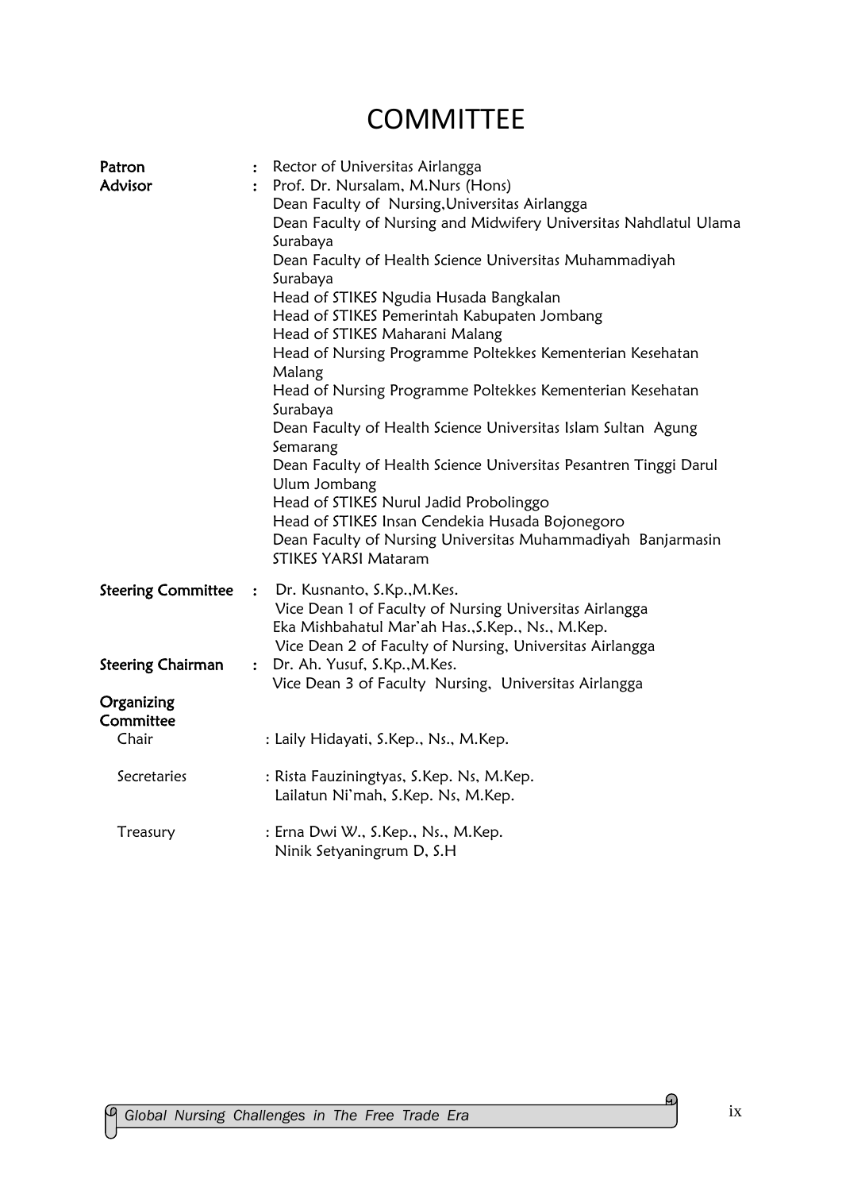# COMMITTEE

**Patron** : Rector of Universitas Airlangga

**Advisor** : Prof. Dr. Nursalam, M.Nurs (Hons)
Dean Faculty of Nursing,Universitas Airlangga
Dean Faculty of Nursing and Midwifery Universitas Nahdlatul Ulama Surabaya
Dean Faculty of Health Science Universitas Muhammadiyah Surabaya
Head of STIKES Ngudia Husada Bangkalan
Head of STIKES Pemerintah Kabupaten Jombang
Head of STIKES Maharani Malang
Head of Nursing Programme Poltekkes Kementerian Kesehatan Malang
Head of Nursing Programme Poltekkes Kementerian Kesehatan Surabaya
Dean Faculty of Health Science Universitas Islam Sultan Agung Semarang
Dean Faculty of Health Science Universitas Pesantren Tinggi Darul Ulum Jombang
Head of STIKES Nurul Jadid Probolinggo
Head of STIKES Insan Cendekia Husada Bojonegoro
Dean Faculty of Nursing Universitas Muhammadiyah Banjarmasin
STIKES YARSI Mataram

**Steering Committee** : Dr. Kusnanto, S.Kp.,M.Kes.
Vice Dean 1 of Faculty of Nursing Universitas Airlangga
Eka Mishbahatul Mar'ah Has.,S.Kep., Ns., M.Kep.
Vice Dean 2 of Faculty of Nursing, Universitas Airlangga

**Steering Chairman** : Dr. Ah. Yusuf, S.Kp.,M.Kes.
Vice Dean 3 of Faculty Nursing, Universitas Airlangga

**Organizing Committee**

Chair : Laily Hidayati, S.Kep., Ns., M.Kep.

Secretaries : Rista Fauziningtyas, S.Kep. Ns, M.Kep.
Lailatun Ni'mah, S.Kep. Ns, M.Kep.

Treasury : Erna Dwi W., S.Kep., Ns., M.Kep.
Ninik Setyaningrum D, S.H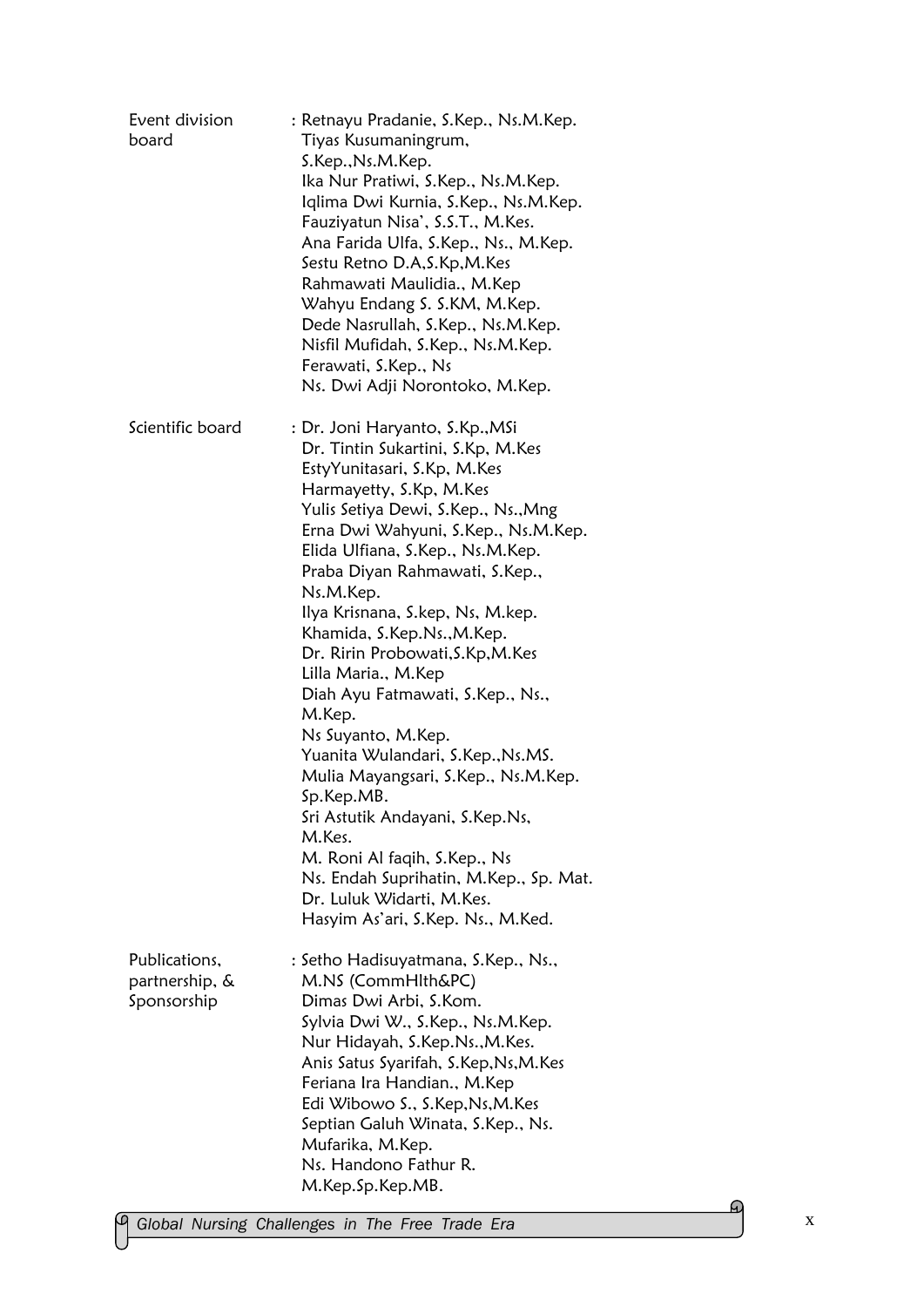| | |
|---|---|
| Event division board | : Retnayu Pradanie, S.Kep., Ns.M.Kep.<br>Tiyas Kusumaningrum, S.Kep.,Ns.M.Kep.<br>Ika Nur Pratiwi, S.Kep., Ns.M.Kep.<br>Iqlima Dwi Kurnia, S.Kep., Ns.M.Kep.<br>Fauziyatun Nisa', S.S.T., M.Kes.<br>Ana Farida Ulfa, S.Kep., Ns., M.Kep.<br>Sestu Retno D.A,S.Kp,M.Kes<br>Rahmawati Maulidia., M.Kep<br>Wahyu Endang S. S.KM, M.Kep.<br>Dede Nasrullah, S.Kep., Ns.M.Kep.<br>Nisfil Mufidah, S.Kep., Ns.M.Kep.<br>Ferawati, S.Kep., Ns<br>Ns. Dwi Adji Norontoko, M.Kep. |
| Scientific board | : Dr. Joni Haryanto, S.Kp.,MSi<br>Dr. Tintin Sukartini, S.Kp, M.Kes<br>EstyYunitasari, S.Kp, M.Kes<br>Harmayetty, S.Kp, M.Kes<br>Yulis Setiya Dewi, S.Kep., Ns.,Mng<br>Erna Dwi Wahyuni, S.Kep., Ns.M.Kep.<br>Elida Ulfiana, S.Kep., Ns.M.Kep.<br>Praba Diyan Rahmawati, S.Kep., Ns.M.Kep.<br>Ilya Krisnana, S.kep, Ns, M.kep.<br>Khamida, S.Kep.Ns.,M.Kep.<br>Dr. Ririn Probowati,S.Kp,M.Kes<br>Lilla Maria., M.Kep<br>Diah Ayu Fatmawati, S.Kep., Ns., M.Kep.<br>Ns Suyanto, M.Kep.<br>Yuanita Wulandari, S.Kep.,Ns.MS.<br>Mulia Mayangsari, S.Kep., Ns.M.Kep. Sp.Kep.MB.<br>Sri Astutik Andayani, S.Kep.Ns, M.Kes.<br>M. Roni Al faqih, S.Kep., Ns<br>Ns. Endah Suprihatin, M.Kep., Sp. Mat.<br>Dr. Luluk Widarti, M.Kes.<br>Hasyim As'ari, S.Kep. Ns., M.Ked. |
| Publications, partnership, & Sponsorship | : Setho Hadisuyatmana, S.Kep., Ns., M.NS (CommHlth&PC)<br>Dimas Dwi Arbi, S.Kom.<br>Sylvia Dwi W., S.Kep., Ns.M.Kep.<br>Nur Hidayah, S.Kep.Ns.,M.Kes.<br>Anis Satus Syarifah, S.Kep,Ns,M.Kes<br>Feriana Ira Handian., M.Kep<br>Edi Wibowo S., S.Kep,Ns,M.Kes<br>Septian Galuh Winata, S.Kep., Ns.<br>Mufarika, M.Kep.<br>Ns. Handono Fathur R. M.Kep.Sp.Kep.MB. |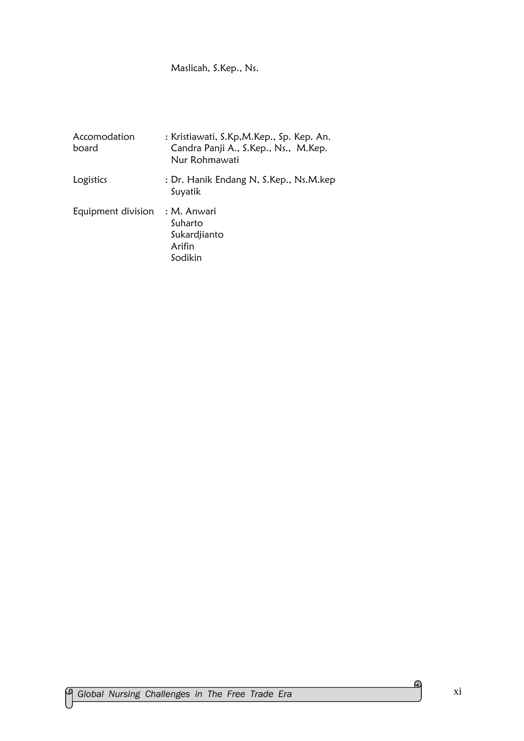Maslicah, S.Kep., Ns.

| | |
|---|---|
| Accomodation board | : Kristiawati, S.Kp,M.Kep., Sp. Kep. An.<br>Candra Panji A., S.Kep., Ns., M.Kep.<br>Nur Rohmawati |
| Logistics | : Dr. Hanik Endang N, S.Kep., Ns.M.kep<br>Suyatik |
| Equipment division | : M. Anwari<br>Suharto<br>Sukardjianto<br>Arifin<br>Sodikin |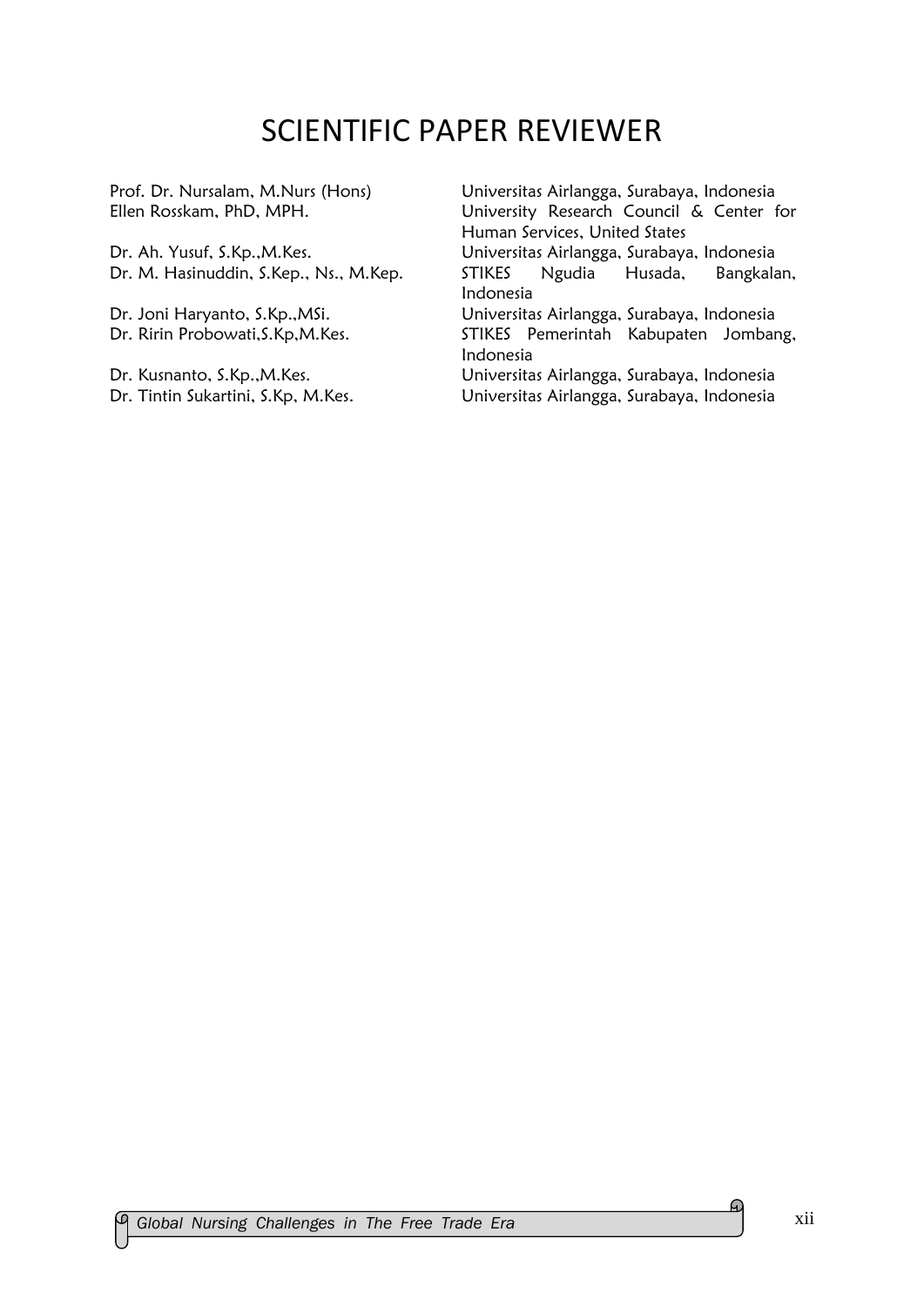# SCIENTIFIC PAPER REVIEWER

| | |
|---|---|
| Prof. Dr. Nursalam, M.Nurs (Hons) | Universitas Airlangga, Surabaya, Indonesia |
| Ellen Rosskam, PhD, MPH. | University Research Council & Center for Human Services, United States |
| Dr. Ah. Yusuf, S.Kp.,M.Kes. | Universitas Airlangga, Surabaya, Indonesia |
| Dr. M. Hasinuddin, S.Kep., Ns., M.Kep. | STIKES Ngudia Husada, Bangkalan, Indonesia |
| Dr. Joni Haryanto, S.Kp.,MSi. | Universitas Airlangga, Surabaya, Indonesia |
| Dr. Ririn Probowati,S.Kp,M.Kes. | STIKES Pemerintah Kabupaten Jombang, Indonesia |
| Dr. Kusnanto, S.Kp.,M.Kes. | Universitas Airlangga, Surabaya, Indonesia |
| Dr. Tintin Sukartini, S.Kp, M.Kes. | Universitas Airlangga, Surabaya, Indonesia |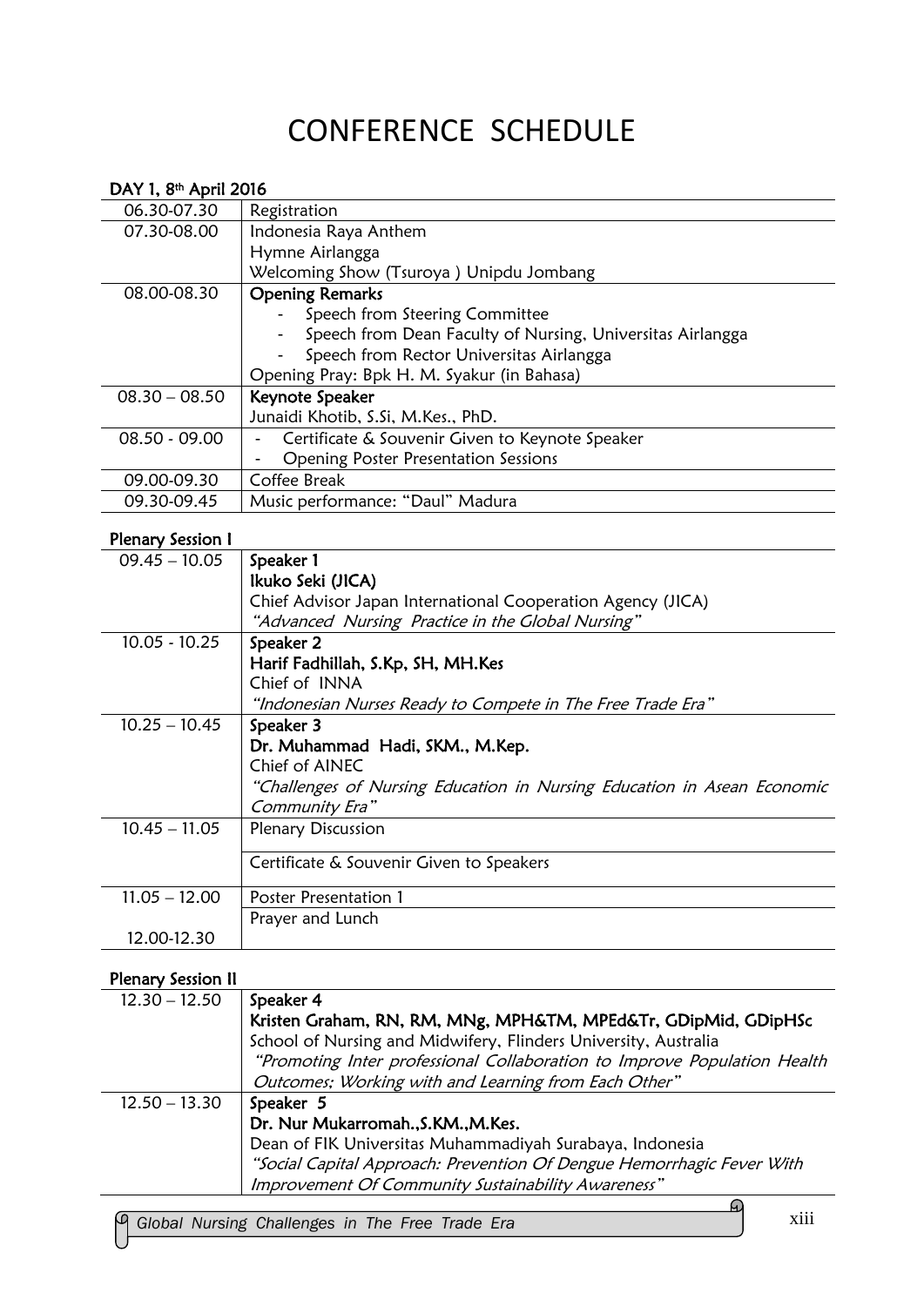# CONFERENCE SCHEDULE

**DAY 1, 8th April 2016**

| | |
|---|---|
| 06.30-07.30 | Registration |
| 07.30-08.00 | Indonesia Raya Anthem<br>Hymne Airlangga<br>Welcoming Show (Tsuroya ) Unipdu Jombang |
| 08.00-08.30 | **Opening Remarks**<br>- Speech from Steering Committee<br>- Speech from Dean Faculty of Nursing, Universitas Airlangga<br>- Speech from Rector Universitas Airlangga<br>Opening Pray: Bpk H. M. Syakur (in Bahasa) |
| 08.30 – 08.50 | **Keynote Speaker**<br>Junaidi Khotib, S.Si, M.Kes., PhD. |
| 08.50 - 09.00 | - Certificate & Souvenir Given to Keynote Speaker<br>- Opening Poster Presentation Sessions |
| 09.00-09.30 | Coffee Break |
| 09.30-09.45 | Music performance: "Daul" Madura |

**Plenary Session I**

| | |
|---|---|
| 09.45 – 10.05 | **Speaker 1**<br>**Ikuko Seki (JICA)**<br>Chief Advisor Japan International Cooperation Agency (JICA)<br>*"Advanced Nursing Practice in the Global Nursing"* |
| 10.05 - 10.25 | **Speaker 2**<br>**Harif Fadhillah, S.Kp, SH, MH.Kes**<br>Chief of INNA<br>*"Indonesian Nurses Ready to Compete in The Free Trade Era"* |
| 10.25 – 10.45 | **Speaker 3**<br>**Dr. Muhammad Hadi, SKM., M.Kep.**<br>Chief of AINEC<br>*"Challenges of Nursing Education in Nursing Education in Asean Economic Community Era"* |
| 10.45 – 11.05 | Plenary Discussion<br>Certificate & Souvenir Given to Speakers |
| 11.05 – 12.00 | Poster Presentation 1 |
| 12.00-12.30 | Prayer and Lunch |

**Plenary Session II**

| | |
|---|---|
| 12.30 – 12.50 | **Speaker 4**<br>**Kristen Graham, RN, RM, MNg, MPH&TM, MPEd&Tr, GDipMid, GDipHSc**<br>School of Nursing and Midwifery, Flinders University, Australia<br>*"Promoting Inter professional Collaboration to Improve Population Health Outcomes; Working with and Learning from Each Other"* |
| 12.50 – 13.30 | **Speaker 5**<br>**Dr. Nur Mukarromah.,S.KM.,M.Kes.**<br>Dean of FIK Universitas Muhammadiyah Surabaya, Indonesia<br>*"Social Capital Approach: Prevention Of Dengue Hemorrhagic Fever With Improvement Of Community Sustainability Awareness"* |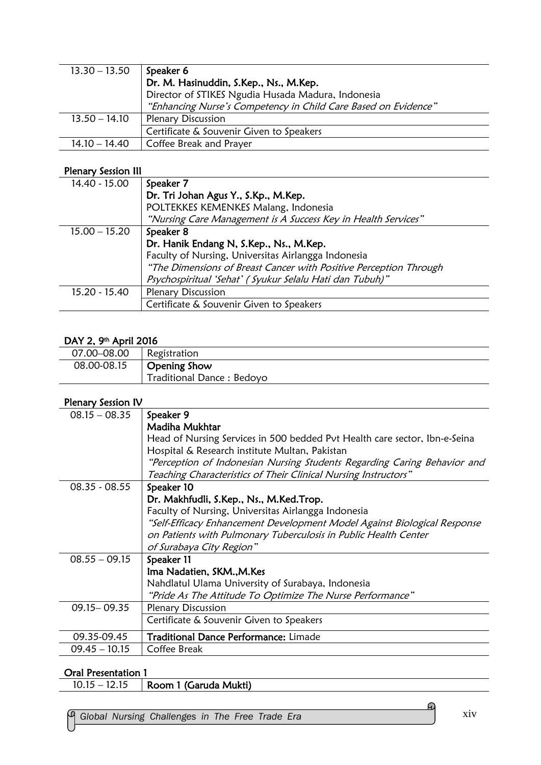| | |
|---|---|
| 13.30 – 13.50 | **Speaker 6**<br>**Dr. M. Hasinuddin, S.Kep., Ns., M.Kep.**<br>Director of STIKES Ngudia Husada Madura, Indonesia<br>*"Enhancing Nurse's Competency in Child Care Based on Evidence"* |
| 13.50 – 14.10 | Plenary Discussion |
| | Certificate & Souvenir Given to Speakers |
| 14.10 – 14.40 | Coffee Break and Prayer |

**Plenary Session III**

| | |
|---|---|
| 14.40 - 15.00 | **Speaker 7**<br>**Dr. Tri Johan Agus Y., S.Kp., M.Kep.**<br>POLTEKKES KEMENKES Malang, Indonesia<br>*"Nursing Care Management is A Success Key in Health Services"* |
| 15.00 – 15.20 | **Speaker 8**<br>**Dr. Hanik Endang N, S.Kep., Ns., M.Kep.**<br>Faculty of Nursing, Universitas Airlangga Indonesia<br>*"The Dimensions of Breast Cancer with Positive Perception Through Psychospiritual 'Sehat' ( Syukur Selalu Hati dan Tubuh)"* |
| 15.20 - 15.40 | Plenary Discussion |
| | Certificate & Souvenir Given to Speakers |

**DAY 2, 9th April 2016**

| | |
|---|---|
| 07.00–08.00 | Registration |
| 08.00-08.15 | **Opening Show**<br>Traditional Dance : Bedoyo |

**Plenary Session IV**

| | |
|---|---|
| 08.15 – 08.35 | **Speaker 9**<br>**Madiha Mukhtar**<br>Head of Nursing Services in 500 bedded Pvt Health care sector, Ibn-e-Seina Hospital & Research institute Multan, Pakistan<br>*"Perception of Indonesian Nursing Students Regarding Caring Behavior and Teaching Characteristics of Their Clinical Nursing Instructors"* |
| 08.35 - 08.55 | **Speaker 10**<br>**Dr. Makhfudli, S.Kep., Ns., M.Ked.Trop.**<br>Faculty of Nursing, Universitas Airlangga Indonesia<br>*"Self-Efficacy Enhancement Development Model Against Biological Response on Patients with Pulmonary Tuberculosis in Public Health Center of Surabaya City Region"* |
| 08.55 – 09.15 | **Speaker 11**<br>**Ima Nadatien, SKM.,M.Kes**<br>Nahdlatul Ulama University of Surabaya, Indonesia<br>*"Pride As The Attitude To Optimize The Nurse Performance"* |
| 09.15– 09.35 | Plenary Discussion |
| | Certificate & Souvenir Given to Speakers |
| 09.35-09.45 | **Traditional Dance Performance:** Limade |
| 09.45 – 10.15 | Coffee Break |

**Oral Presentation 1**

| | |
|---|---|
| 10.15 – 12.15 | **Room 1 (Garuda Mukti)** |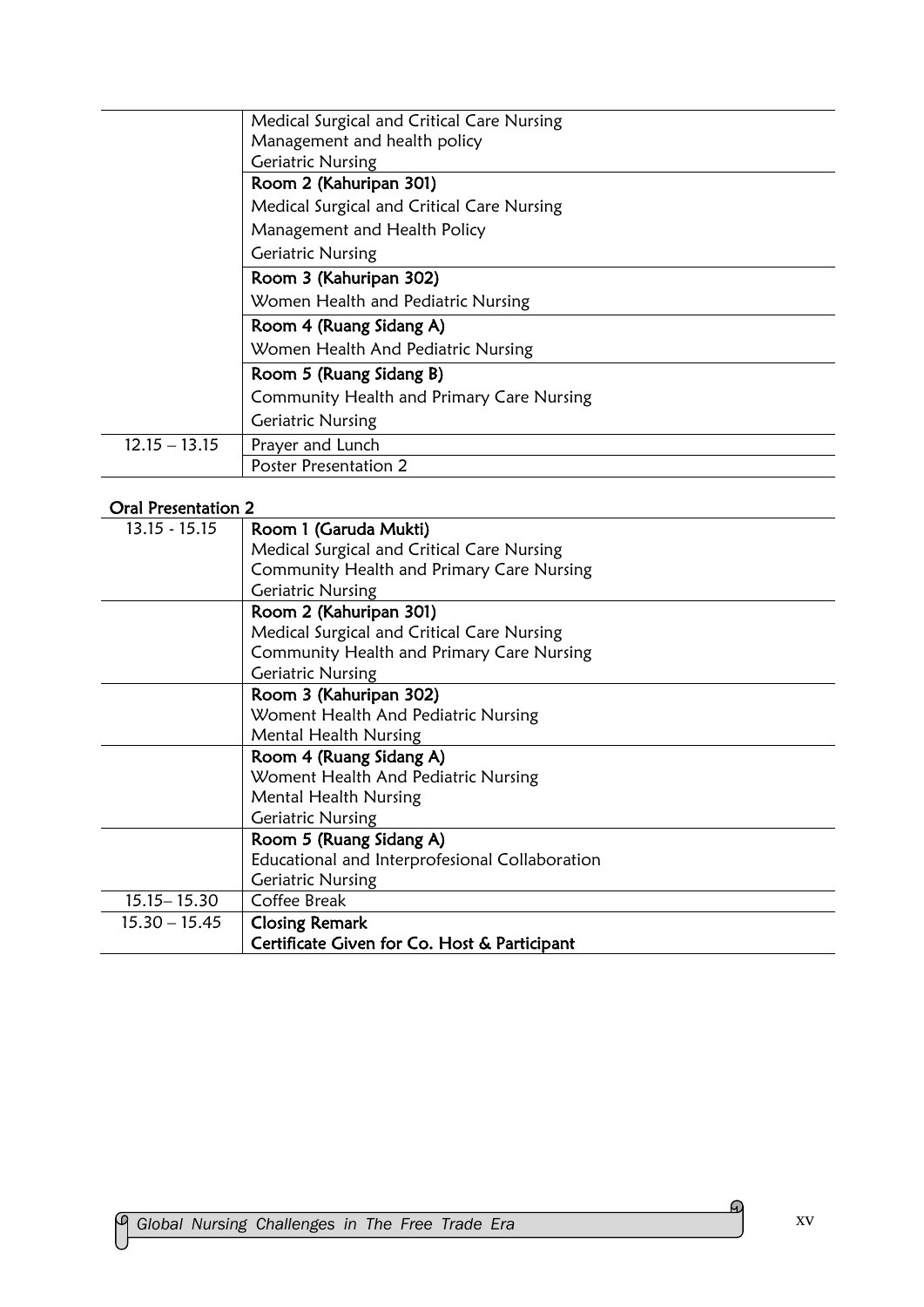| | |
|---|---|
| | Medical Surgical and Critical Care Nursing<br>Management and health policy<br>Geriatric Nursing |
| | **Room 2 (Kahuripan 301)**<br>Medical Surgical and Critical Care Nursing<br>Management and Health Policy<br>Geriatric Nursing |
| | **Room 3 (Kahuripan 302)**<br>Women Health and Pediatric Nursing |
| | **Room 4 (Ruang Sidang A)**<br>Women Health And Pediatric Nursing |
| | **Room 5 (Ruang Sidang B)**<br>Community Health and Primary Care Nursing<br>Geriatric Nursing |
| 12.15 – 13.15 | Prayer and Lunch |
| | Poster Presentation 2 |

**Oral Presentation 2**

| | |
|---|---|
| 13.15 - 15.15 | **Room 1 (Garuda Mukti)**<br>Medical Surgical and Critical Care Nursing<br>Community Health and Primary Care Nursing<br>Geriatric Nursing |
| | **Room 2 (Kahuripan 301)**<br>Medical Surgical and Critical Care Nursing<br>Community Health and Primary Care Nursing<br>Geriatric Nursing |
| | **Room 3 (Kahuripan 302)**<br>Woment Health And Pediatric Nursing<br>Mental Health Nursing |
| | **Room 4 (Ruang Sidang A)**<br>Woment Health And Pediatric Nursing<br>Mental Health Nursing<br>Geriatric Nursing |
| | **Room 5 (Ruang Sidang A)**<br>Educational and Interprofesional Collaboration<br>Geriatric Nursing |
| 15.15– 15.30 | Coffee Break |
| 15.30 – 15.45 | **Closing Remark**<br>**Certificate Given for Co. Host & Participant** |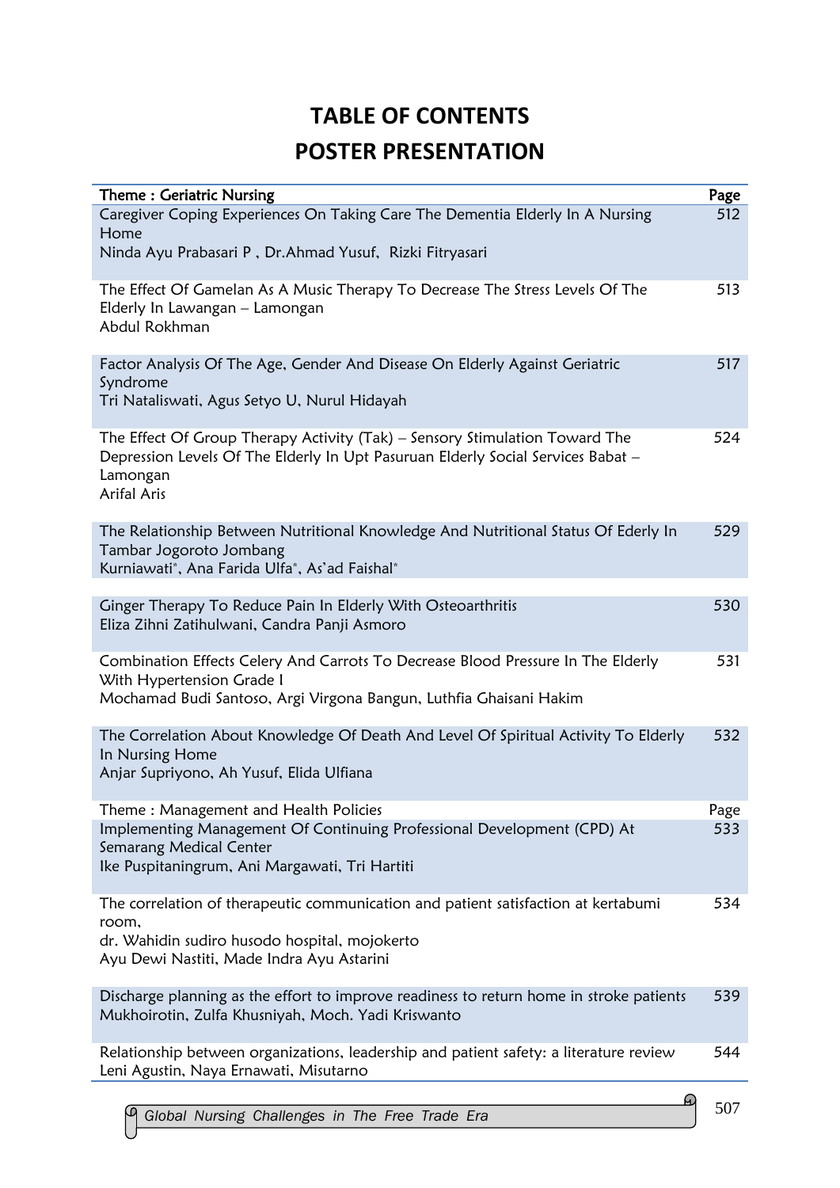# TABLE OF CONTENTS

# POSTER PRESENTATION

| Theme : Geriatric Nursing | Page |
|---|---|
| Caregiver Coping Experiences On Taking Care The Dementia Elderly In A Nursing Home<br>Ninda Ayu Prabasari P , Dr.Ahmad Yusuf, Rizki Fitryasari | 512 |
| The Effect Of Gamelan As A Music Therapy To Decrease The Stress Levels Of The Elderly In Lawangan – Lamongan<br>Abdul Rokhman | 513 |
| Factor Analysis Of The Age, Gender And Disease On Elderly Against Geriatric Syndrome<br>Tri Nataliswati, Agus Setyo U, Nurul Hidayah | 517 |
| The Effect Of Group Therapy Activity (Tak) – Sensory Stimulation Toward The Depression Levels Of The Elderly In Upt Pasuruan Elderly Social Services Babat – Lamongan<br>Arifal Aris | 524 |
| The Relationship Between Nutritional Knowledge And Nutritional Status Of Ederly In Tambar Jogoroto Jombang<br>Kurniawati*, Ana Farida Ulfa*, As'ad Faishal* | 529 |
| Ginger Therapy To Reduce Pain In Elderly With Osteoarthritis<br>Eliza Zihni Zatihulwani, Candra Panji Asmoro | 530 |
| Combination Effects Celery And Carrots To Decrease Blood Pressure In The Elderly With Hypertension Grade I<br>Mochamad Budi Santoso, Argi Virgona Bangun, Luthfia Ghaisani Hakim | 531 |
| The Correlation About Knowledge Of Death And Level Of Spiritual Activity To Elderly In Nursing Home<br>Anjar Supriyono, Ah Yusuf, Elida Ulfiana | 532 |
| Theme : Management and Health Policies | Page |
| Implementing Management Of Continuing Professional Development (CPD) At Semarang Medical Center<br>Ike Puspitaningrum, Ani Margawati, Tri Hartiti | 533 |
| The correlation of therapeutic communication and patient satisfaction at kertabumi room,<br>dr. Wahidin sudiro husodo hospital, mojokerto<br>Ayu Dewi Nastiti, Made Indra Ayu Astarini | 534 |
| Discharge planning as the effort to improve readiness to return home in stroke patients<br>Mukhoirotin, Zulfa Khusniyah, Moch. Yadi Kriswanto | 539 |
| Relationship between organizations, leadership and patient safety: a literature review<br>Leni Agustin, Naya Ernawati, Misutarno | 544 |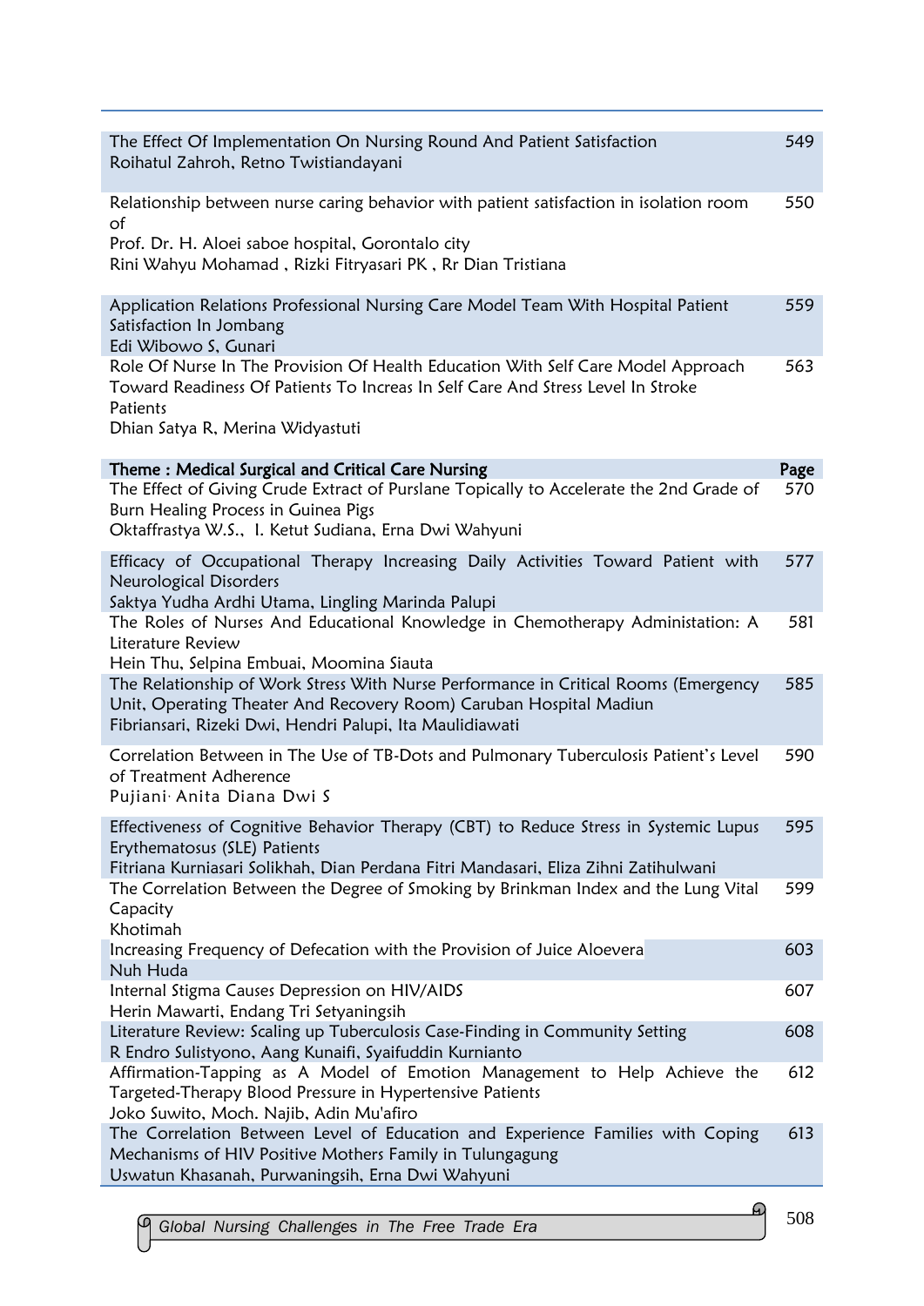| | |
|---|---|
| The Effect Of Implementation On Nursing Round And Patient Satisfaction<br>Roihatul Zahroh, Retno Twistiandayani | 549 |
| Relationship between nurse caring behavior with patient satisfaction in isolation room of<br>Prof. Dr. H. Aloei saboe hospital, Gorontalo city<br>Rini Wahyu Mohamad , Rizki Fitryasari PK , Rr Dian Tristiana | 550 |
| Application Relations Professional Nursing Care Model Team With Hospital Patient Satisfaction In Jombang<br>Edi Wibowo S, Gunari | 559 |
| Role Of Nurse In The Provision Of Health Education With Self Care Model Approach Toward Readiness Of Patients To Increas In Self Care And Stress Level In Stroke Patients<br>Dhian Satya R, Merina Widyastuti | 563 |
| **Theme : Medical Surgical and Critical Care Nursing** | **Page** |
| The Effect of Giving Crude Extract of Purslane Topically to Accelerate the 2nd Grade of Burn Healing Process in Guinea Pigs<br>Oktaffrastya W.S., I. Ketut Sudiana, Erna Dwi Wahyuni | 570 |
| Efficacy of Occupational Therapy Increasing Daily Activities Toward Patient with Neurological Disorders<br>Saktya Yudha Ardhi Utama, Lingling Marinda Palupi | 577 |
| The Roles of Nurses And Educational Knowledge in Chemotherapy Administation: A Literature Review<br>Hein Thu, Selpina Embuai, Moomina Siauta | 581 |
| The Relationship of Work Stress With Nurse Performance in Critical Rooms (Emergency Unit, Operating Theater And Recovery Room) Caruban Hospital Madiun<br>Fibriansari, Rizeki Dwi, Hendri Palupi, Ita Maulidiawati | 585 |
| Correlation Between in The Use of TB-Dots and Pulmonary Tuberculosis Patient's Level of Treatment Adherence<br>Pujiani, Anita Diana Dwi S | 590 |
| Effectiveness of Cognitive Behavior Therapy (CBT) to Reduce Stress in Systemic Lupus Erythematosus (SLE) Patients<br>Fitriana Kurniasari Solikhah, Dian Perdana Fitri Mandasari, Eliza Zihni Zatihulwani | 595 |
| The Correlation Between the Degree of Smoking by Brinkman Index and the Lung Vital Capacity<br>Khotimah | 599 |
| Increasing Frequency of Defecation with the Provision of Juice Aloevera<br>Nuh Huda | 603 |
| Internal Stigma Causes Depression on HIV/AIDS<br>Herin Mawarti, Endang Tri Setyaningsih | 607 |
| Literature Review: Scaling up Tuberculosis Case-Finding in Community Setting<br>R Endro Sulistyono, Aang Kunaifi, Syaifuddin Kurnianto | 608 |
| Affirmation-Tapping as A Model of Emotion Management to Help Achieve the Targeted-Therapy Blood Pressure in Hypertensive Patients<br>Joko Suwito, Moch. Najib, Adin Mu'afiro | 612 |
| The Correlation Between Level of Education and Experience Families with Coping Mechanisms of HIV Positive Mothers Family in Tulungagung<br>Uswatun Khasanah, Purwaningsih, Erna Dwi Wahyuni | 613 |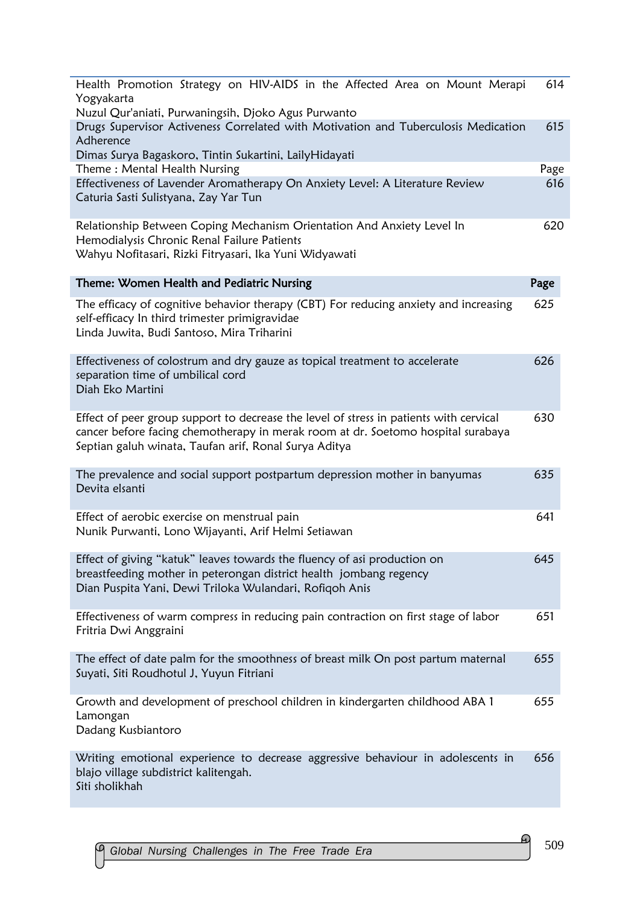| | |
|---|---|
| Health Promotion Strategy on HIV-AIDS in the Affected Area on Mount Merapi Yogyakarta<br>Nuzul Qur'aniati, Purwaningsih, Djoko Agus Purwanto | 614 |
| Drugs Supervisor Activeness Correlated with Motivation and Tuberculosis Medication Adherence<br>Dimas Surya Bagaskoro, Tintin Sukartini, LailyHidayati | 615 |
| Theme : Mental Health Nursing | Page |
| Effectiveness of Lavender Aromatherapy On Anxiety Level: A Literature Review<br>Caturia Sasti Sulistyana, Zay Yar Tun | 616 |
| Relationship Between Coping Mechanism Orientation And Anxiety Level In Hemodialysis Chronic Renal Failure Patients<br>Wahyu Nofitasari, Rizki Fitryasari, Ika Yuni Widyawati | 620 |

| Theme: Women Health and Pediatric Nursing | Page |
|---|---|
| The efficacy of cognitive behavior therapy (CBT) For reducing anxiety and increasing self-efficacy In third trimester primigravidae<br>Linda Juwita, Budi Santoso, Mira Triharini | 625 |
| Effectiveness of colostrum and dry gauze as topical treatment to accelerate separation time of umbilical cord<br>Diah Eko Martini | 626 |
| Effect of peer group support to decrease the level of stress in patients with cervical cancer before facing chemotherapy in merak room at dr. Soetomo hospital surabaya<br>Septian galuh winata, Taufan arif, Ronal Surya Aditya | 630 |
| The prevalence and social support postpartum depression mother in banyumas<br>Devita elsanti | 635 |
| Effect of aerobic exercise on menstrual pain<br>Nunik Purwanti, Lono Wijayanti, Arif Helmi Setiawan | 641 |
| Effect of giving "katuk" leaves towards the fluency of asi production on breastfeeding mother in peterongan district health jombang regency<br>Dian Puspita Yani, Dewi Triloka Wulandari, Rofiqoh Anis | 645 |
| Effectiveness of warm compress in reducing pain contraction on first stage of labor<br>Fritria Dwi Anggraini | 651 |
| The effect of date palm for the smoothness of breast milk On post partum maternal<br>Suyati, Siti Roudhotul J, Yuyun Fitriani | 655 |
| Growth and development of preschool children in kindergarten childhood ABA 1 Lamongan<br>Dadang Kusbiantoro | 655 |
| Writing emotional experience to decrease aggressive behaviour in adolescents in blajo village subdistrict kalitengah.<br>Siti sholikhah | 656 |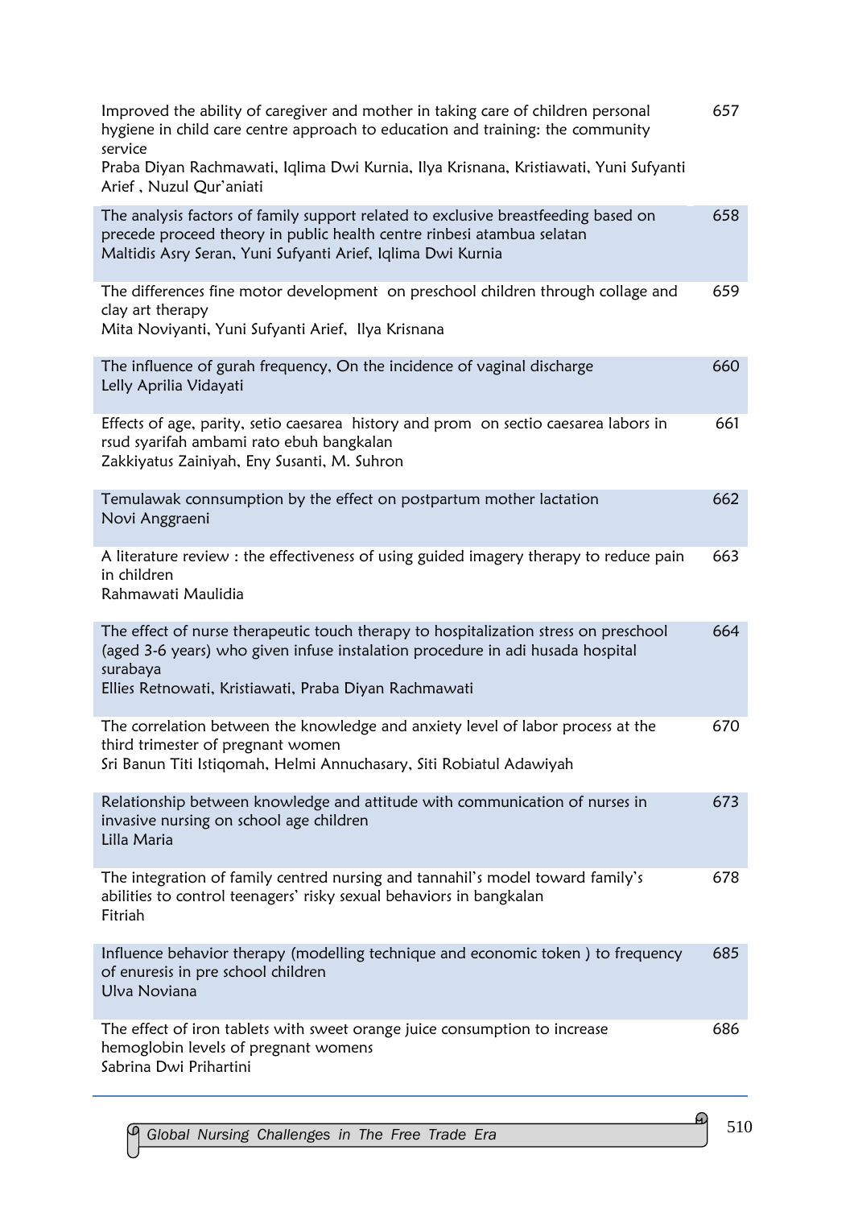| | |
|---|---|
| Improved the ability of caregiver and mother in taking care of children personal hygiene in child care centre approach to education and training: the community service<br>Praba Diyan Rachmawati, Iqlima Dwi Kurnia, Ilya Krisnana, Kristiawati, Yuni Sufyanti Arief , Nuzul Qur'aniati | 657 |
| The analysis factors of family support related to exclusive breastfeeding based on precede proceed theory in public health centre rinbesi atambua selatan<br>Maltidis Asry Seran, Yuni Sufyanti Arief, Iqlima Dwi Kurnia | 658 |
| The differences fine motor development on preschool children through collage and clay art therapy<br>Mita Noviyanti, Yuni Sufyanti Arief, Ilya Krisnana | 659 |
| The influence of gurah frequency, On the incidence of vaginal discharge<br>Lelly Aprilia Vidayati | 660 |
| Effects of age, parity, setio caesarea history and prom on sectio caesarea labors in rsud syarifah ambami rato ebuh bangkalan<br>Zakkiyatus Zainiyah, Eny Susanti, M. Suhron | 661 |
| Temulawak connsumption by the effect on postpartum mother lactation<br>Novi Anggraeni | 662 |
| A literature review : the effectiveness of using guided imagery therapy to reduce pain in children<br>Rahmawati Maulidia | 663 |
| The effect of nurse therapeutic touch therapy to hospitalization stress on preschool (aged 3-6 years) who given infuse instalation procedure in adi husada hospital surabaya<br>Ellies Retnowati, Kristiawati, Praba Diyan Rachmawati | 664 |
| The correlation between the knowledge and anxiety level of labor process at the third trimester of pregnant women<br>Sri Banun Titi Istiqomah, Helmi Annuchasary, Siti Robiatul Adawiyah | 670 |
| Relationship between knowledge and attitude with communication of nurses in invasive nursing on school age children<br>Lilla Maria | 673 |
| The integration of family centred nursing and tannahil's model toward family's abilities to control teenagers' risky sexual behaviors in bangkalan<br>Fitriah | 678 |
| Influence behavior therapy (modelling technique and economic token ) to frequency of enuresis in pre school children<br>Ulva Noviana | 685 |
| The effect of iron tablets with sweet orange juice consumption to increase hemoglobin levels of pregnant womens<br>Sabrina Dwi Prihartini | 686 |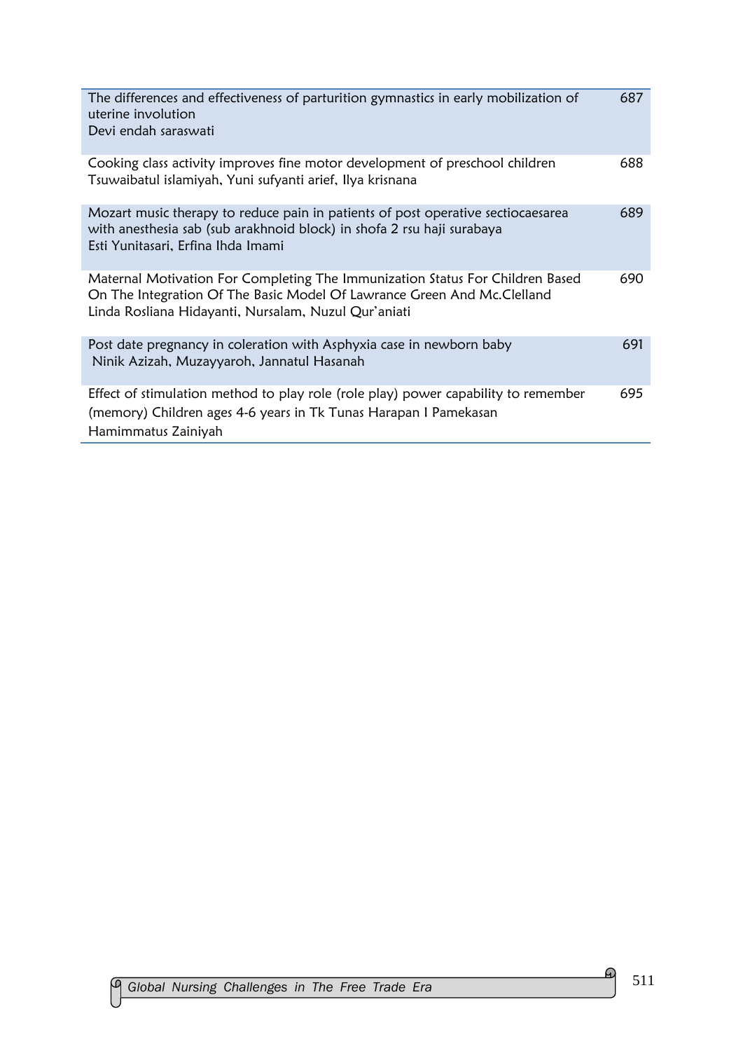| | |
|---|---|
| The differences and effectiveness of parturition gymnastics in early mobilization of uterine involution<br>Devi endah saraswati | 687 |
| Cooking class activity improves fine motor development of preschool children<br>Tsuwaibatul islamiyah, Yuni sufyanti arief, Ilya krisnana | 688 |
| Mozart music therapy to reduce pain in patients of post operative sectiocaesarea with anesthesia sab (sub arakhnoid block) in shofa 2 rsu haji surabaya<br>Esti Yunitasari, Erfina Ihda Imami | 689 |
| Maternal Motivation For Completing The Immunization Status For Children Based On The Integration Of The Basic Model Of Lawrance Green And Mc.Clelland<br>Linda Rosliana Hidayanti, Nursalam, Nuzul Qur'aniati | 690 |
| Post date pregnancy in coleration with Asphyxia case in newborn baby<br>Ninik Azizah, Muzayyaroh, Jannatul Hasanah | 691 |
| Effect of stimulation method to play role (role play) power capability to remember (memory) Children ages 4-6 years in Tk Tunas Harapan I Pamekasan<br>Hamimmatus Zainiyah | 695 |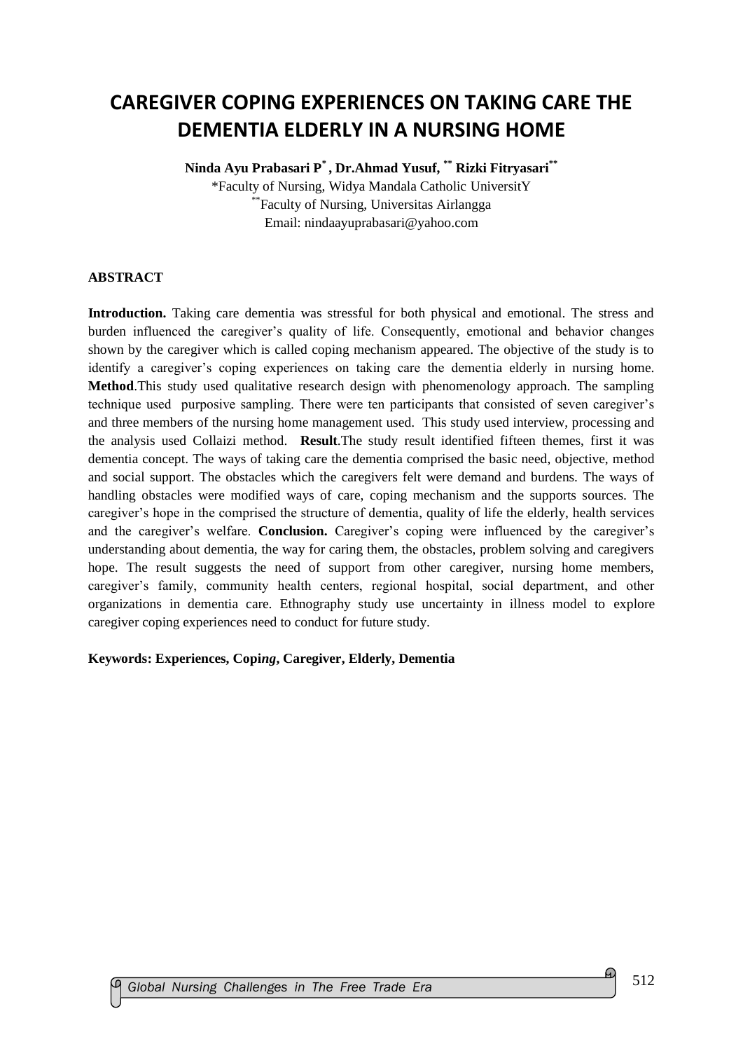# CAREGIVER COPING EXPERIENCES ON TAKING CARE THE DEMENTIA ELDERLY IN A NURSING HOME

**Ninda Ayu Prabasari P[*] , Dr.Ahmad Yusuf, [**] Rizki Fitryasari[**]**

*Faculty of Nursing, Widya Mandala Catholic UniversitY

[**]Faculty of Nursing, Universitas Airlangga

Email: nindaayuprabasari@yahoo.com

**ABSTRACT**

**Introduction.** Taking care dementia was stressful for both physical and emotional. The stress and burden influenced the caregiver's quality of life. Consequently, emotional and behavior changes shown by the caregiver which is called coping mechanism appeared. The objective of the study is to identify a caregiver's coping experiences on taking care the dementia elderly in nursing home. **Method**.This study used qualitative research design with phenomenology approach. The sampling technique used purposive sampling. There were ten participants that consisted of seven caregiver's and three members of the nursing home management used. This study used interview, processing and the analysis used Collaizi method. **Result**.The study result identified fifteen themes, first it was dementia concept. The ways of taking care the dementia comprised the basic need, objective, method and social support. The obstacles which the caregivers felt were demand and burdens. The ways of handling obstacles were modified ways of care, coping mechanism and the supports sources. The caregiver's hope in the comprised the structure of dementia, quality of life the elderly, health services and the caregiver's welfare. **Conclusion.** Caregiver's coping were influenced by the caregiver's understanding about dementia, the way for caring them, the obstacles, problem solving and caregivers hope. The result suggests the need of support from other caregiver, nursing home members, caregiver's family, community health centers, regional hospital, social department, and other organizations in dementia care. Ethnography study use uncertainty in illness model to explore caregiver coping experiences need to conduct for future study.

**Keywords: Experiences, Copi*ng*, Caregiver, Elderly, Dementia**